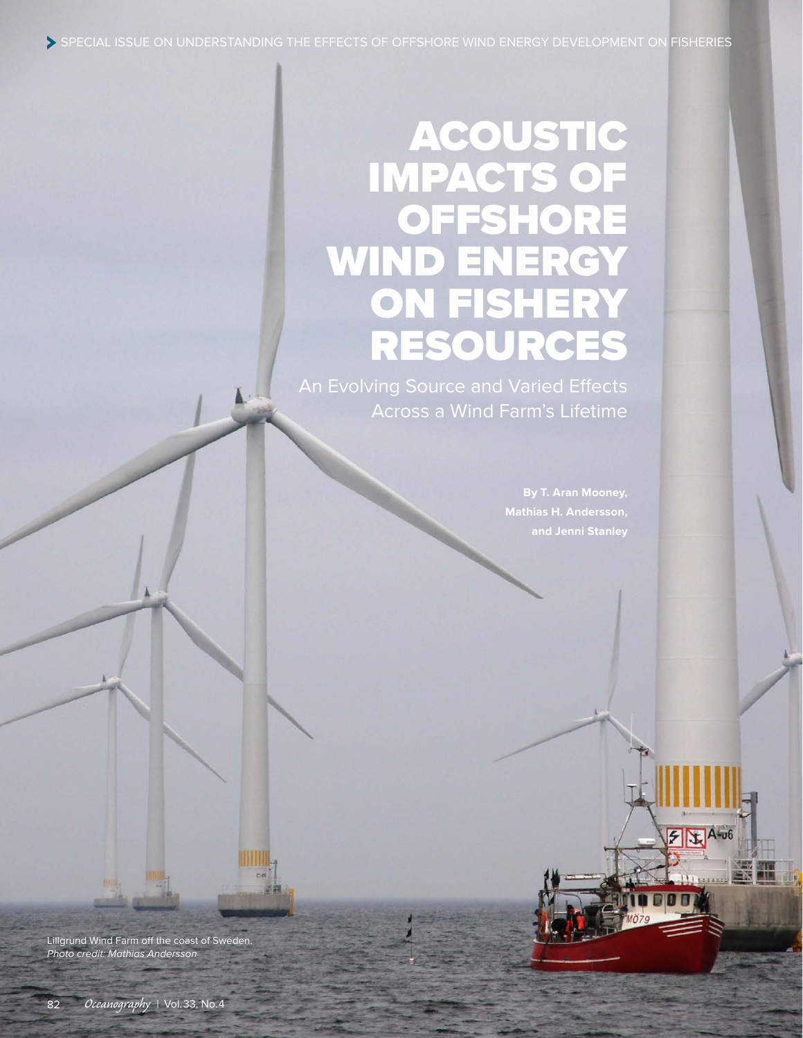SPECIAL ISSUE ON UNDERSTANDING THE EFFECTS OF OFFSHORE WIND ENERGY DEVELOPMENT ON FISHERIES

# ACOUSTIC IMPACTS OF OFFSHORE WIND ENERGY ON FISHERY RESOURCES

## An Evolving Source and Varied Effects Across a Wind Farm's Lifetime

**By T. Aran Mooney, Mathias H. Andersson, and Jenni Stanley**

Lillgrund Wind Farm off the coast of Sweden. *Photo credit: Mathias Andersson*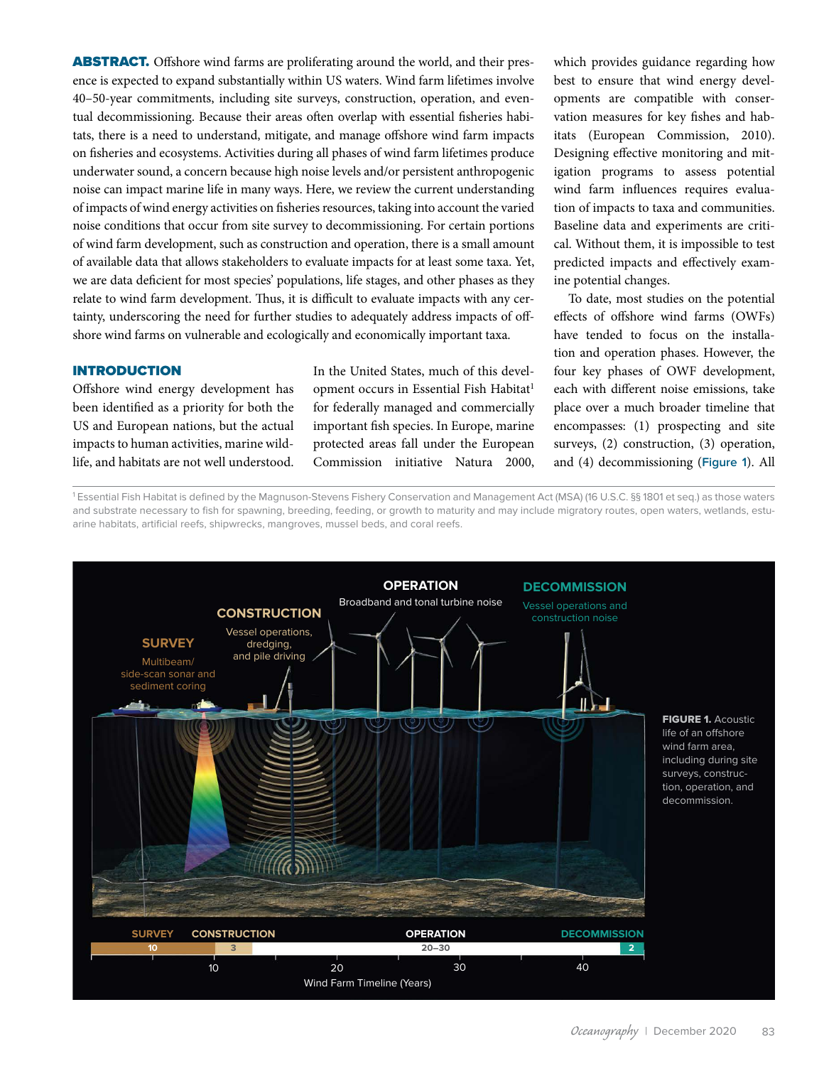**ABSTRACT.** Offshore wind farms are proliferating around the world, and their presence is expected to expand substantially within US waters. Wind farm lifetimes involve 40–50-year commitments, including site surveys, construction, operation, and eventual decommissioning. Because their areas often overlap with essential fisheries habitats, there is a need to understand, mitigate, and manage offshore wind farm impacts on fisheries and ecosystems. Activities during all phases of wind farm lifetimes produce underwater sound, a concern because high noise levels and/or persistent anthropogenic noise can impact marine life in many ways. Here, we review the current understanding of impacts of wind energy activities on fisheries resources, taking into account the varied noise conditions that occur from site survey to decommissioning. For certain portions of wind farm development, such as construction and operation, there is a small amount of available data that allows stakeholders to evaluate impacts for at least some taxa. Yet, we are data deficient for most species' populations, life stages, and other phases as they relate to wind farm development. Thus, it is difficult to evaluate impacts with any certainty, underscoring the need for further studies to adequately address impacts of offshore wind farms on vulnerable and ecologically and economically important taxa.

## INTRODUCTION

Offshore wind energy development has been identified as a priority for both the US and European nations, but the actual impacts to human activities, marine wildlife, and habitats are not well understood. In the United States, much of this development occurs in Essential Fish Habitat[1] for federally managed and commercially important fish species. In Europe, marine protected areas fall under the European Commission initiative Natura 2000, which provides guidance regarding how best to ensure that wind energy developments are compatible with conservation measures for key fishes and habitats (European Commission, 2010). Designing effective monitoring and mitigation programs to assess potential wind farm influences requires evaluation of impacts to taxa and communities. Baseline data and experiments are critical. Without them, it is impossible to test predicted impacts and effectively examine potential changes.

To date, most studies on the potential effects of offshore wind farms (OWFs) have tended to focus on the installation and operation phases. However, the four key phases of OWF development, each with different noise emissions, take place over a much broader timeline that encompasses: (1) prospecting and site surveys, (2) construction, (3) operation, and (4) decommissioning (Figure 1). All

[1] Essential Fish Habitat is defined by the Magnuson-Stevens Fishery Conservation and Management Act (MSA) (16 U.S.C. §§ 1801 et seq.) as those waters and substrate necessary to fish for spawning, breeding, feeding, or growth to maturity and may include migratory routes, open waters, wetlands, estuarine habitats, artificial reefs, shipwrecks, mangroves, mussel beds, and coral reefs.

**FIGURE 1.** Acoustic life of an offshore wind farm area, including during site surveys, construction, operation, and decommission.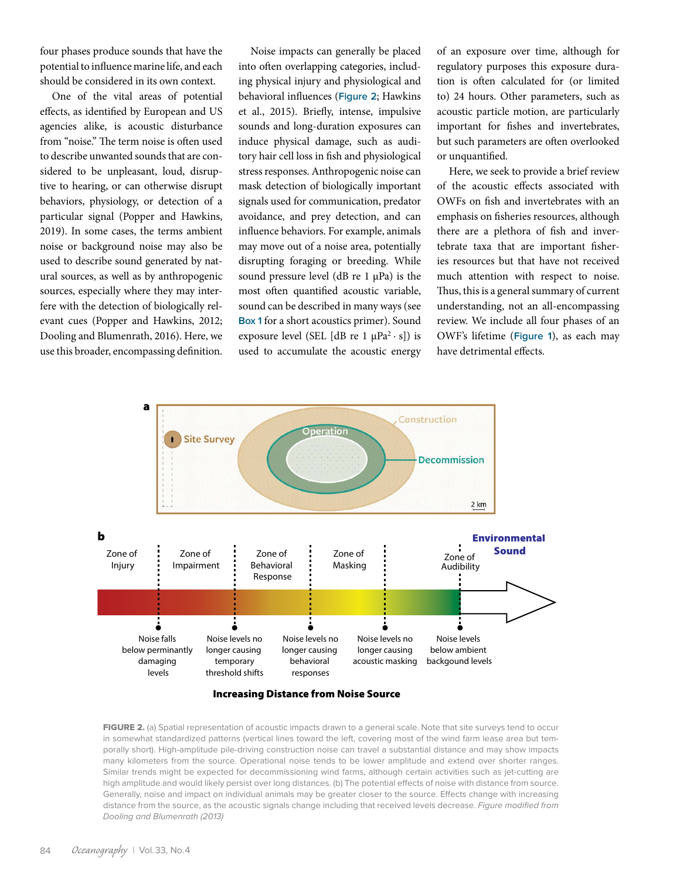four phases produce sounds that have the potential to influence marine life, and each should be considered in its own context.

One of the vital areas of potential effects, as identified by European and US agencies alike, is acoustic disturbance from "noise." The term noise is often used to describe unwanted sounds that are considered to be unpleasant, loud, disruptive to hearing, or can otherwise disrupt behaviors, physiology, or detection of a particular signal (Popper and Hawkins, 2019). In some cases, the terms ambient noise or background noise may also be used to describe sound generated by natural sources, as well as by anthropogenic sources, especially where they may interfere with the detection of biologically relevant cues (Popper and Hawkins, 2012; Dooling and Blumenrath, 2016). Here, we use this broader, encompassing definition.

Noise impacts can generally be placed into often overlapping categories, including physical injury and physiological and behavioral influences (Figure 2; Hawkins et al., 2015). Briefly, intense, impulsive sounds and long-duration exposures can induce physical damage, such as auditory hair cell loss in fish and physiological stress responses. Anthropogenic noise can mask detection of biologically important signals used for communication, predator avoidance, and prey detection, and can influence behaviors. For example, animals may move out of a noise area, potentially disrupting foraging or breeding. While sound pressure level (dB re 1 μPa) is the most often quantified acoustic variable, sound can be described in many ways (see Box 1 for a short acoustics primer). Sound exposure level (SEL [dB re 1 $\mu Pa^2 \cdot s$]) is used to accumulate the acoustic energy of an exposure over time, although for regulatory purposes this exposure duration is often calculated for (or limited to) 24 hours. Other parameters, such as acoustic particle motion, are particularly important for fishes and invertebrates, but such parameters are often overlooked or unquantified.

Here, we seek to provide a brief review of the acoustic effects associated with OWFs on fish and invertebrates with an emphasis on fisheries resources, although there are a plethora of fish and invertebrate taxa that are important fisheries resources but that have not received much attention with respect to noise. Thus, this is a general summary of current understanding, not an all-encompassing review. We include all four phases of an OWF's lifetime (Figure 1), as each may have detrimental effects.

FIGURE 2. (a) Spatial representation of acoustic impacts drawn to a general scale. Note that site surveys tend to occur in somewhat standardized patterns (vertical lines toward the left, covering most of the wind farm lease area but temporally short). High-amplitude pile-driving construction noise can travel a substantial distance and may show impacts many kilometers from the source. Operational noise tends to be lower amplitude and extend over shorter ranges. Similar trends might be expected for decommissioning wind farms, although certain activities such as jet-cutting are high amplitude and would likely persist over long distances. (b) The potential effects of noise with distance from source. Generally, noise and impact on individual animals may be greater closer to the source. Effects change with increasing distance from the source, as the acoustic signals change including that received levels decrease. *Figure modified from Dooling and Blumenrath (2013)*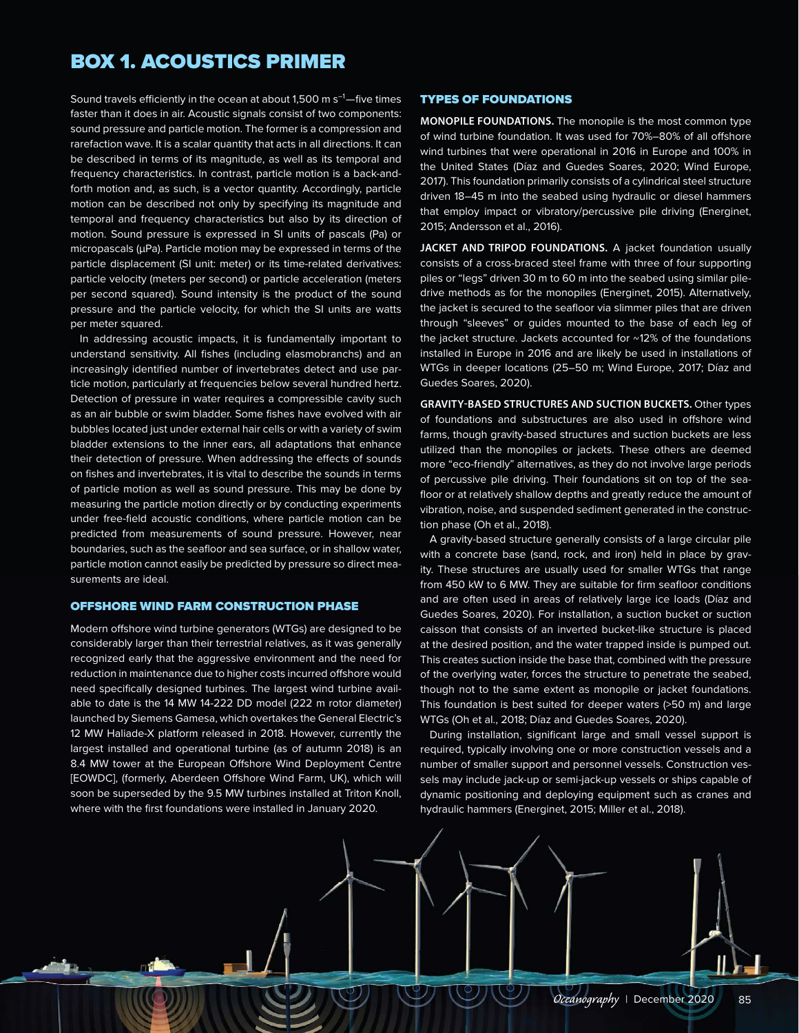# BOX 1. ACOUSTICS PRIMER

Sound travels efficiently in the ocean at about 1,500 m $s^{-1}$—five times faster than it does in air. Acoustic signals consist of two components: sound pressure and particle motion. The former is a compression and rarefaction wave. It is a scalar quantity that acts in all directions. It can be described in terms of its magnitude, as well as its temporal and frequency characteristics. In contrast, particle motion is a back-and-forth motion and, as such, is a vector quantity. Accordingly, particle motion can be described not only by specifying its magnitude and temporal and frequency characteristics but also by its direction of motion. Sound pressure is expressed in SI units of pascals (Pa) or micropascals (µPa). Particle motion may be expressed in terms of the particle displacement (SI unit: meter) or its time-related derivatives: particle velocity (meters per second) or particle acceleration (meters per second squared). Sound intensity is the product of the sound pressure and the particle velocity, for which the SI units are watts per meter squared.

In addressing acoustic impacts, it is fundamentally important to understand sensitivity. All fishes (including elasmobranchs) and an increasingly identified number of invertebrates detect and use particle motion, particularly at frequencies below several hundred hertz. Detection of pressure in water requires a compressible cavity such as an air bubble or swim bladder. Some fishes have evolved with air bubbles located just under external hair cells or with a variety of swim bladder extensions to the inner ears, all adaptations that enhance their detection of pressure. When addressing the effects of sounds on fishes and invertebrates, it is vital to describe the sounds in terms of particle motion as well as sound pressure. This may be done by measuring the particle motion directly or by conducting experiments under free-field acoustic conditions, where particle motion can be predicted from measurements of sound pressure. However, near boundaries, such as the seafloor and sea surface, or in shallow water, particle motion cannot easily be predicted by pressure so direct measurements are ideal.

## OFFSHORE WIND FARM CONSTRUCTION PHASE

Modern offshore wind turbine generators (WTGs) are designed to be considerably larger than their terrestrial relatives, as it was generally recognized early that the aggressive environment and the need for reduction in maintenance due to higher costs incurred offshore would need specifically designed turbines. The largest wind turbine available to date is the 14 MW 14-222 DD model (222 m rotor diameter) launched by Siemens Gamesa, which overtakes the General Electric's 12 MW Haliade-X platform released in 2018. However, currently the largest installed and operational turbine (as of autumn 2018) is an 8.4 MW tower at the European Offshore Wind Deployment Centre [EOWDC], (formerly, Aberdeen Offshore Wind Farm, UK), which will soon be superseded by the 9.5 MW turbines installed at Triton Knoll, where with the first foundations were installed in January 2020.

## TYPES OF FOUNDATIONS

**MONOPILE FOUNDATIONS.** The monopile is the most common type of wind turbine foundation. It was used for 70%–80% of all offshore wind turbines that were operational in 2016 in Europe and 100% in the United States (Díaz and Guedes Soares, 2020; Wind Europe, 2017). This foundation primarily consists of a cylindrical steel structure driven 18–45 m into the seabed using hydraulic or diesel hammers that employ impact or vibratory/percussive pile driving (Energinet, 2015; Andersson et al., 2016).

**JACKET AND TRIPOD FOUNDATIONS.** A jacket foundation usually consists of a cross-braced steel frame with three of four supporting piles or "legs" driven 30 m to 60 m into the seabed using similar pile-drive methods as for the monopiles (Energinet, 2015). Alternatively, the jacket is secured to the seafloor via slimmer piles that are driven through "sleeves" or guides mounted to the base of each leg of the jacket structure. Jackets accounted for ~12% of the foundations installed in Europe in 2016 and are likely be used in installations of WTGs in deeper locations (25–50 m; Wind Europe, 2017; Díaz and Guedes Soares, 2020).

**GRAVITY-BASED STRUCTURES AND SUCTION BUCKETS.** Other types of foundations and substructures are also used in offshore wind farms, though gravity-based structures and suction buckets are less utilized than the monopiles or jackets. These others are deemed more "eco-friendly" alternatives, as they do not involve large periods of percussive pile driving. Their foundations sit on top of the seafloor or at relatively shallow depths and greatly reduce the amount of vibration, noise, and suspended sediment generated in the construction phase (Oh et al., 2018).

A gravity-based structure generally consists of a large circular pile with a concrete base (sand, rock, and iron) held in place by gravity. These structures are usually used for smaller WTGs that range from 450 kW to 6 MW. They are suitable for firm seafloor conditions and are often used in areas of relatively large ice loads (Díaz and Guedes Soares, 2020). For installation, a suction bucket or suction caisson that consists of an inverted bucket-like structure is placed at the desired position, and the water trapped inside is pumped out. This creates suction inside the base that, combined with the pressure of the overlying water, forces the structure to penetrate the seabed, though not to the same extent as monopile or jacket foundations. This foundation is best suited for deeper waters (>50 m) and large WTGs (Oh et al., 2018; Díaz and Guedes Soares, 2020).

During installation, significant large and small vessel support is required, typically involving one or more construction vessels and a number of smaller support and personnel vessels. Construction vessels may include jack-up or semi-jack-up vessels or ships capable of dynamic positioning and deploying equipment such as cranes and hydraulic hammers (Energinet, 2015; Miller et al., 2018).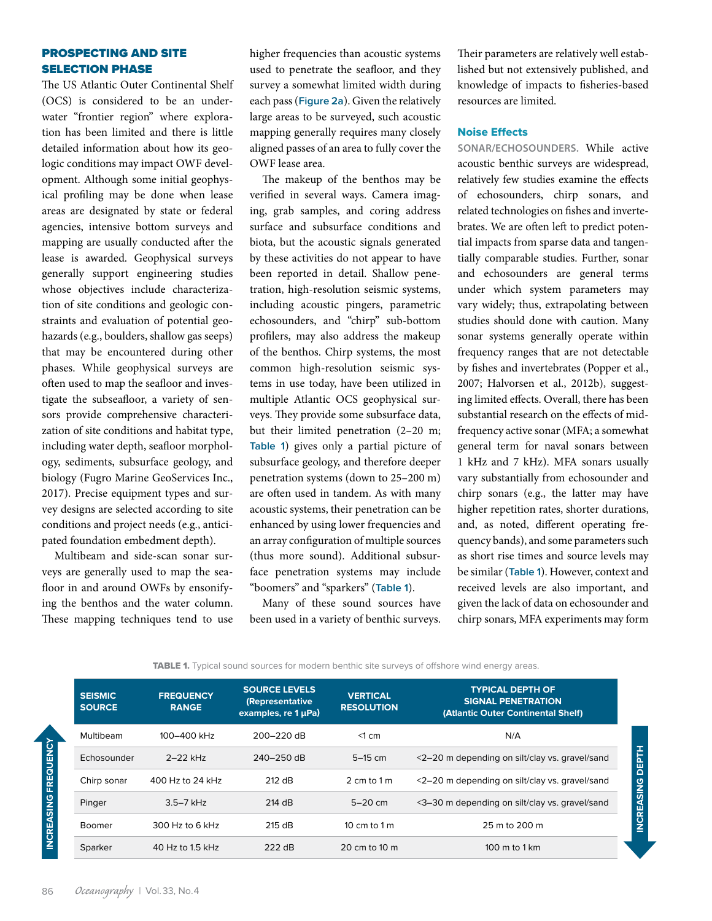## PROSPECTING AND SITE SELECTION PHASE

The US Atlantic Outer Continental Shelf (OCS) is considered to be an underwater "frontier region" where exploration has been limited and there is little detailed information about how its geologic conditions may impact OWF development. Although some initial geophysical profiling may be done when lease areas are designated by state or federal agencies, intensive bottom surveys and mapping are usually conducted after the lease is awarded. Geophysical surveys generally support engineering studies whose objectives include characterization of site conditions and geologic constraints and evaluation of potential geohazards (e.g., boulders, shallow gas seeps) that may be encountered during other phases. While geophysical surveys are often used to map the seafloor and investigate the subseafloor, a variety of sensors provide comprehensive characterization of site conditions and habitat type, including water depth, seafloor morphology, sediments, subsurface geology, and biology (Fugro Marine GeoServices Inc., 2017). Precise equipment types and survey designs are selected according to site conditions and project needs (e.g., anticipated foundation embedment depth).

Multibeam and side-scan sonar surveys are generally used to map the seafloor in and around OWFs by ensonifying the benthos and the water column. These mapping techniques tend to use higher frequencies than acoustic systems used to penetrate the seafloor, and they survey a somewhat limited width during each pass (Figure 2a). Given the relatively large areas to be surveyed, such acoustic mapping generally requires many closely aligned passes of an area to fully cover the OWF lease area.

The makeup of the benthos may be verified in several ways. Camera imaging, grab samples, and coring address surface and subsurface conditions and biota, but the acoustic signals generated by these activities do not appear to have been reported in detail. Shallow penetration, high-resolution seismic systems, including acoustic pingers, parametric echosounders, and "chirp" sub-bottom profilers, may also address the makeup of the benthos. Chirp systems, the most common high-resolution seismic systems in use today, have been utilized in multiple Atlantic OCS geophysical surveys. They provide some subsurface data, but their limited penetration (2–20 m; Table 1) gives only a partial picture of subsurface geology, and therefore deeper penetration systems (down to 25–200 m) are often used in tandem. As with many acoustic systems, their penetration can be enhanced by using lower frequencies and an array configuration of multiple sources (thus more sound). Additional subsurface penetration systems may include "boomers" and "sparkers" (Table 1).

Many of these sound sources have been used in a variety of benthic surveys. Their parameters are relatively well established but not extensively published, and knowledge of impacts to fisheries-based resources are limited.

### Noise Effects

**SONAR/ECHOSOUNDERS.** While active acoustic benthic surveys are widespread, relatively few studies examine the effects of echosounders, chirp sonars, and related technologies on fishes and invertebrates. We are often left to predict potential impacts from sparse data and tangentially comparable studies. Further, sonar and echosounders are general terms under which system parameters may vary widely; thus, extrapolating between studies should done with caution. Many sonar systems generally operate within frequency ranges that are not detectable by fishes and invertebrates (Popper et al., 2007; Halvorsen et al., 2012b), suggesting limited effects. Overall, there has been substantial research on the effects of mid-frequency active sonar (MFA; a somewhat general term for naval sonars between 1 kHz and 7 kHz). MFA sonars usually vary substantially from echosounder and chirp sonars (e.g., the latter may have higher repetition rates, shorter durations, and, as noted, different operating frequency bands), and some parameters such as short rise times and source levels may be similar (Table 1). However, context and received levels are also important, and given the lack of data on echosounder and chirp sonars, MFA experiments may form

**TABLE 1.** Typical sound sources for modern benthic site surveys of offshore wind energy areas.

| SEISMIC SOURCE | FREQUENCY RANGE | SOURCE LEVELS (Representative examples, re 1 µPa) | VERTICAL RESOLUTION | TYPICAL DEPTH OF SIGNAL PENETRATION (Atlantic Outer Continental Shelf) |
|---|---|---|---|---|
| Multibeam | 100–400 kHz | 200–220 dB | <1 cm | N/A |
| Echosounder | 2–22 kHz | 240–250 dB | 5–15 cm | <2–20 m depending on silt/clay vs. gravel/sand |
| Chirp sonar | 400 Hz to 24 kHz | 212 dB | 2 cm to 1 m | <2–20 m depending on silt/clay vs. gravel/sand |
| Pinger | 3.5–7 kHz | 214 dB | 5–20 cm | <3–30 m depending on silt/clay vs. gravel/sand |
| Boomer | 300 Hz to 6 kHz | 215 dB | 10 cm to 1 m | 25 m to 200 m |
| Sparker | 40 Hz to 1.5 kHz | 222 dB | 20 cm to 10 m | 100 m to 1 km |

INCREASING FREQUENCY (upward) · INCREASING DEPTH (downward)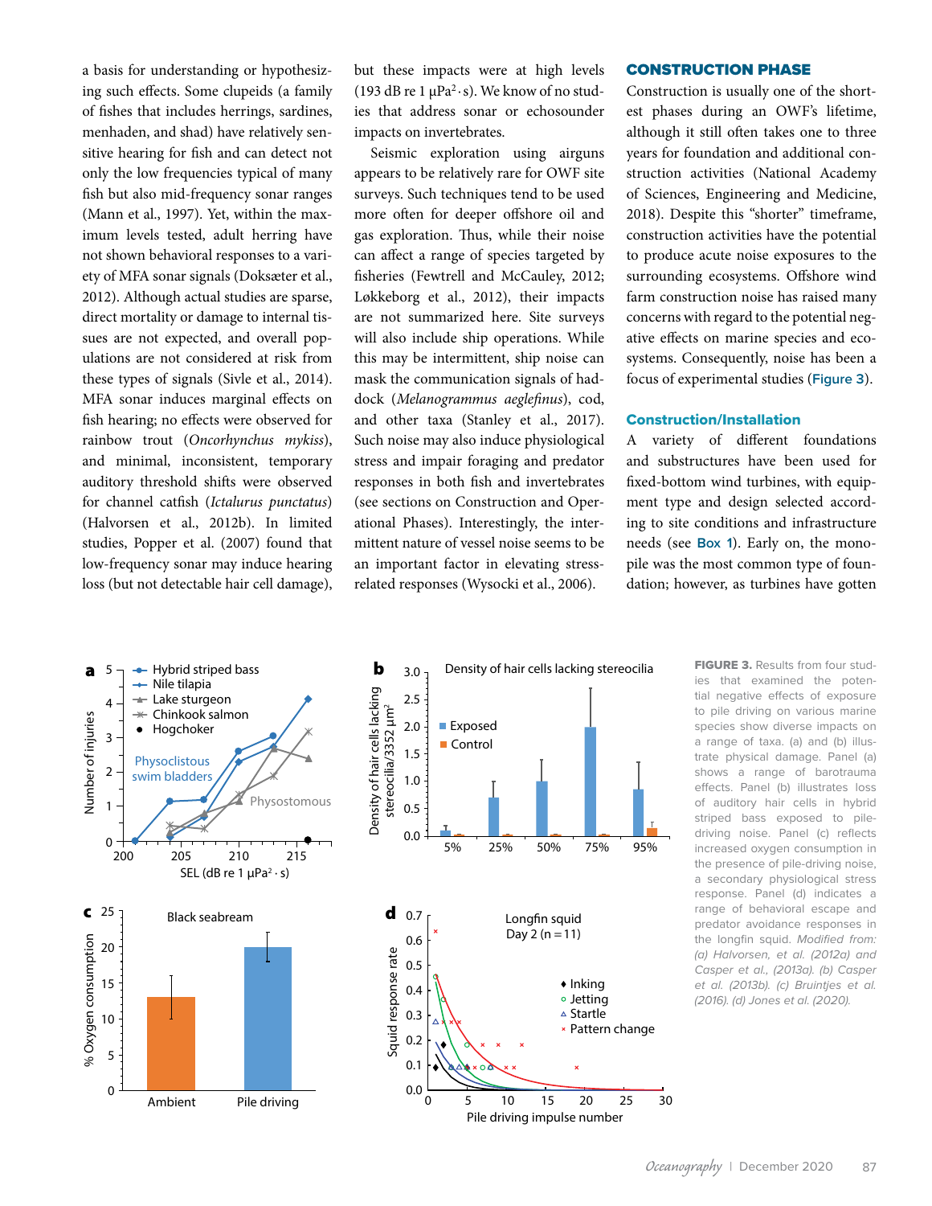a basis for understanding or hypothesizing such effects. Some clupeids (a family of fishes that includes herrings, sardines, menhaden, and shad) have relatively sensitive hearing for fish and can detect not only the low frequencies typical of many fish but also mid-frequency sonar ranges (Mann et al., 1997). Yet, within the maximum levels tested, adult herring have not shown behavioral responses to a variety of MFA sonar signals (Doksæter et al., 2012). Although actual studies are sparse, direct mortality or damage to internal tissues are not expected, and overall populations are not considered at risk from these types of signals (Sivle et al., 2014). MFA sonar induces marginal effects on fish hearing; no effects were observed for rainbow trout (*Oncorhynchus mykiss*), and minimal, inconsistent, temporary auditory threshold shifts were observed for channel catfish (*Ictalurus punctatus*) (Halvorsen et al., 2012b). In limited studies, Popper et al. (2007) found that low-frequency sonar may induce hearing loss (but not detectable hair cell damage), but these impacts were at high levels (193 dB re 1 μPa$^2$·s). We know of no studies that address sonar or echosounder impacts on invertebrates.

Seismic exploration using airguns appears to be relatively rare for OWF site surveys. Such techniques tend to be used more often for deeper offshore oil and gas exploration. Thus, while their noise can affect a range of species targeted by fisheries (Fewtrell and McCauley, 2012; Løkkeborg et al., 2012), their impacts are not summarized here. Site surveys will also include ship operations. While this may be intermittent, ship noise can mask the communication signals of haddock (*Melanogrammus aeglefinus*), cod, and other taxa (Stanley et al., 2017). Such noise may also induce physiological stress and impair foraging and predator responses in both fish and invertebrates (see sections on Construction and Operational Phases). Interestingly, the intermittent nature of vessel noise seems to be an important factor in elevating stress-related responses (Wysocki et al., 2006).

## CONSTRUCTION PHASE

Construction is usually one of the shortest phases during an OWF's lifetime, although it still often takes one to three years for foundation and additional construction activities (National Academy of Sciences, Engineering and Medicine, 2018). Despite this "shorter" timeframe, construction activities have the potential to produce acute noise exposures to the surrounding ecosystems. Offshore wind farm construction noise has raised many concerns with regard to the potential negative effects on marine species and ecosystems. Consequently, noise has been a focus of experimental studies (Figure 3).

### Construction/Installation

A variety of different foundations and substructures have been used for fixed-bottom wind turbines, with equipment type and design selected according to site conditions and infrastructure needs (see Box 1). Early on, the monopile was the most common type of foundation; however, as turbines have gotten

FIGURE 3. Results from four studies that examined the potential negative effects of exposure to pile driving on various marine species show diverse impacts on a range of taxa. (a) and (b) illustrate physical damage. Panel (a) shows a range of barotrauma effects. Panel (b) illustrates loss of auditory hair cells in hybrid striped bass exposed to pile-driving noise. Panel (c) reflects increased oxygen consumption in the presence of pile-driving noise, a secondary physiological stress response. Panel (d) indicates a range of behavioral escape and predator avoidance responses in the longfin squid. *Modified from: (a) Halvorsen, et al. (2012a) and Casper et al., (2013a). (b) Casper et al. (2013b). (c) Bruintjes et al. (2016). (d) Jones et al. (2020).*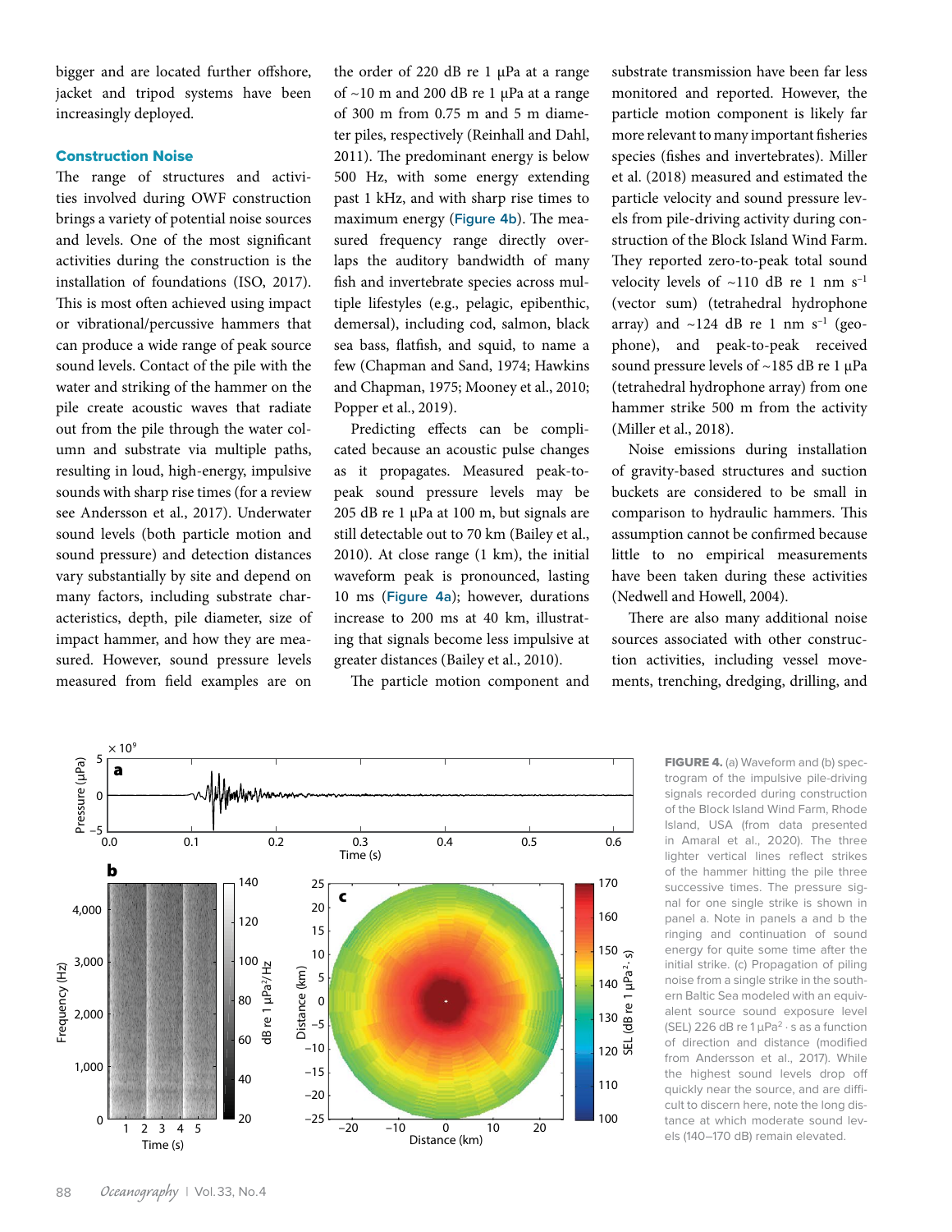bigger and are located further offshore, jacket and tripod systems have been increasingly deployed.

### Construction Noise

The range of structures and activities involved during OWF construction brings a variety of potential noise sources and levels. One of the most significant activities during the construction is the installation of foundations (ISO, 2017). This is most often achieved using impact or vibrational/percussive hammers that can produce a wide range of peak source sound levels. Contact of the pile with the water and striking of the hammer on the pile create acoustic waves that radiate out from the pile through the water column and substrate via multiple paths, resulting in loud, high-energy, impulsive sounds with sharp rise times (for a review see Andersson et al., 2017). Underwater sound levels (both particle motion and sound pressure) and detection distances vary substantially by site and depend on many factors, including substrate characteristics, depth, pile diameter, size of impact hammer, and how they are measured. However, sound pressure levels measured from field examples are on the order of 220 dB re 1 µPa at a range of ~10 m and 200 dB re 1 µPa at a range of 300 m from 0.75 m and 5 m diameter piles, respectively (Reinhall and Dahl, 2011). The predominant energy is below 500 Hz, with some energy extending past 1 kHz, and with sharp rise times to maximum energy (Figure 4b). The measured frequency range directly overlaps the auditory bandwidth of many fish and invertebrate species across multiple lifestyles (e.g., pelagic, epibenthic, demersal), including cod, salmon, black sea bass, flatfish, and squid, to name a few (Chapman and Sand, 1974; Hawkins and Chapman, 1975; Mooney et al., 2010; Popper et al., 2019).

Predicting effects can be complicated because an acoustic pulse changes as it propagates. Measured peak-to-peak sound pressure levels may be 205 dB re 1 µPa at 100 m, but signals are still detectable out to 70 km (Bailey et al., 2010). At close range (1 km), the initial waveform peak is pronounced, lasting 10 ms (Figure 4a); however, durations increase to 200 ms at 40 km, illustrating that signals become less impulsive at greater distances (Bailey et al., 2010).

The particle motion component and substrate transmission have been far less monitored and reported. However, the particle motion component is likely far more relevant to many important fisheries species (fishes and invertebrates). Miller et al. (2018) measured and estimated the particle velocity and sound pressure levels from pile-driving activity during construction of the Block Island Wind Farm. They reported zero-to-peak total sound velocity levels of ~110 dB re 1 nm $s^{-1}$ (vector sum) (tetrahedral hydrophone array) and ~124 dB re 1 nm $s^{-1}$ (geophone), and peak-to-peak received sound pressure levels of ~185 dB re 1 µPa (tetrahedral hydrophone array) from one hammer strike 500 m from the activity (Miller et al., 2018).

Noise emissions during installation of gravity-based structures and suction buckets are considered to be small in comparison to hydraulic hammers. This assumption cannot be confirmed because little to no empirical measurements have been taken during these activities (Nedwell and Howell, 2004).

There are also many additional noise sources associated with other construction activities, including vessel movements, trenching, dredging, drilling, and

**FIGURE 4.** (a) Waveform and (b) spectrogram of the impulsive pile-driving signals recorded during construction of the Block Island Wind Farm, Rhode Island, USA (from data presented in Amaral et al., 2020). The three lighter vertical lines reflect successive strikes of the hammer hitting the pile three successive times. The pressure signal for one single strike is shown in panel a. Note in panels a and b the ringing and continuation of sound energy for quite some time after the initial strike. (c) Propagation of piling noise from a single strike in the southern Baltic Sea modeled with an equivalent source sound exposure level (SEL) 226 dB re 1 µ$Pa^2$ · s as a function of direction and distance (modified from Andersson et al., 2017). While the highest sound levels drop off quickly near the source, and are difficult to discern here, note the long distance at which moderate sound levels (140–170 dB) remain elevated.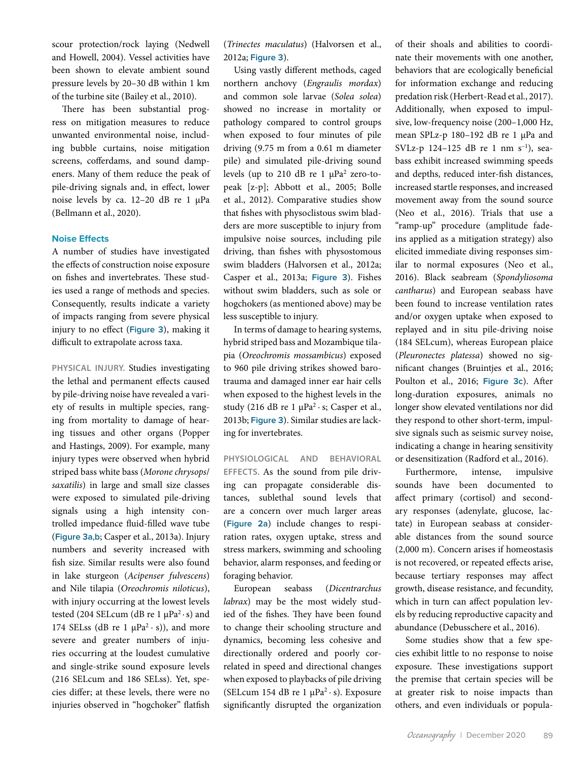scour protection/rock laying (Nedwell and Howell, 2004). Vessel activities have been shown to elevate ambient sound pressure levels by 20–30 dB within 1 km of the turbine site (Bailey et al., 2010).

There has been substantial progress on mitigation measures to reduce unwanted environmental noise, including bubble curtains, noise mitigation screens, cofferdams, and sound dampeners. Many of them reduce the peak of pile-driving signals and, in effect, lower noise levels by ca. 12–20 dB re 1 μPa (Bellmann et al., 2020).

### Noise Effects

A number of studies have investigated the effects of construction noise exposure on fishes and invertebrates. These studies used a range of methods and species. Consequently, results indicate a variety of impacts ranging from severe physical injury to no effect (Figure 3), making it difficult to extrapolate across taxa.

**PHYSICAL INJURY.** Studies investigating the lethal and permanent effects caused by pile-driving noise have revealed a variety of results in multiple species, ranging from mortality to damage of hearing tissues and other organs (Popper and Hastings, 2009). For example, many injury types were observed when hybrid striped bass white bass (*Morone chrysops/saxatilis*) in large and small size classes were exposed to simulated pile-driving signals using a high intensity controlled impedance fluid-filled wave tube (Figure 3a,b; Casper et al., 2013a). Injury numbers and severity increased with fish size. Similar results were also found in lake sturgeon (*Acipenser fulvescens*) and Nile tilapia (*Oreochromis niloticus*), with injury occurring at the lowest levels tested (204 SELcum (dB re 1 $\mu Pa^2 \cdot s$) and 174 SELss (dB re 1 $\mu Pa^2 \cdot s$)), and more severe and greater numbers of injuries occurring at the loudest cumulative and single-strike sound exposure levels (216 SELcum and 186 SELss). Yet, species differ; at these levels, there were no injuries observed in "hogchoker" flatfish (*Trinectes maculatus*) (Halvorsen et al., 2012a; Figure 3).

Using vastly different methods, caged northern anchovy (*Engraulis mordax*) and common sole larvae (*Solea solea*) showed no increase in mortality or pathology compared to control groups when exposed to four minutes of pile driving (9.75 m from a 0.61 m diameter pile) and simulated pile-driving sound levels (up to 210 dB re 1 $\mu Pa^2$ zero-to-peak [z-p]; Abbott et al., 2005; Bolle et al., 2012). Comparative studies show that fishes with physoclistous swim bladders are more susceptible to injury from impulsive noise sources, including pile driving, than fishes with physostomous swim bladders (Halvorsen et al., 2012a; Casper et al., 2013a; Figure 3). Fishes without swim bladders, such as sole or hogchokers (as mentioned above) may be less susceptible to injury.

In terms of damage to hearing systems, hybrid striped bass and Mozambique tilapia (*Oreochromis mossambicus*) exposed to 960 pile driving strikes showed barotrauma and damaged inner ear hair cells when exposed to the highest levels in the study (216 dB re 1 $\mu Pa^2 \cdot s$; Casper et al., 2013b; Figure 3). Similar studies are lacking for invertebrates.

**PHYSIOLOGICAL AND BEHAVIORAL EFFECTS.** As the sound from pile driving can propagate considerable distances, sublethal sound levels that are a concern over much larger areas (Figure 2a) include changes to respiration rates, oxygen uptake, stress and stress markers, swimming and schooling behavior, alarm responses, and feeding or foraging behavior.

European seabass (*Dicentrarchus labrax*) may be the most widely studied of the fishes. They have been found to change their schooling structure and dynamics, becoming less cohesive and directionally ordered and poorly correlated in speed and directional changes when exposed to playbacks of pile driving (SELcum 154 dB re 1 $\mu Pa^2 \cdot s$). Exposure significantly disrupted the organization of their shoals and abilities to coordinate their movements with one another, behaviors that are ecologically beneficial for information exchange and reducing predation risk (Herbert-Read et al., 2017). Additionally, when exposed to impulsive, low-frequency noise (200–1,000 Hz, mean SPLz-p 180–192 dB re 1 μPa and SVLz-p 124–125 dB re 1 nm $s^{-1}$), seabass exhibit increased swimming speeds and depths, reduced inter-fish distances, increased startle responses, and increased movement away from the sound source (Neo et al., 2016). Trials that use a "ramp-up" procedure (amplitude fade-ins applied as a mitigation strategy) also elicited immediate diving responses similar to normal exposures (Neo et al., 2016). Black seabream (*Spondyliosoma cantharus*) and European seabass have been found to increase ventilation rates and/or oxygen uptake when exposed to replayed and in situ pile-driving noise (184 SELcum), whereas European plaice (*Pleuronectes platessa*) showed no significant changes (Bruintjes et al., 2016; Poulton et al., 2016; Figure 3c). After long-duration exposures, animals no longer show elevated ventilations nor did they respond to other short-term, impulsive signals such as seismic survey noise, indicating a change in hearing sensitivity or desensitization (Radford et al., 2016).

Furthermore, intense, impulsive sounds have been documented to affect primary (cortisol) and secondary responses (adenylate, glucose, lactate) in European seabass at considerable distances from the sound source (2,000 m). Concern arises if homeostasis is not recovered, or repeated effects arise, because tertiary responses may affect growth, disease resistance, and fecundity, which in turn can affect population levels by reducing reproductive capacity and abundance (Debusschere et al., 2016).

Some studies show that a few species exhibit little to no response to noise exposure. These investigations support the premise that certain species will be at greater risk to noise impacts than others, and even individuals or popula-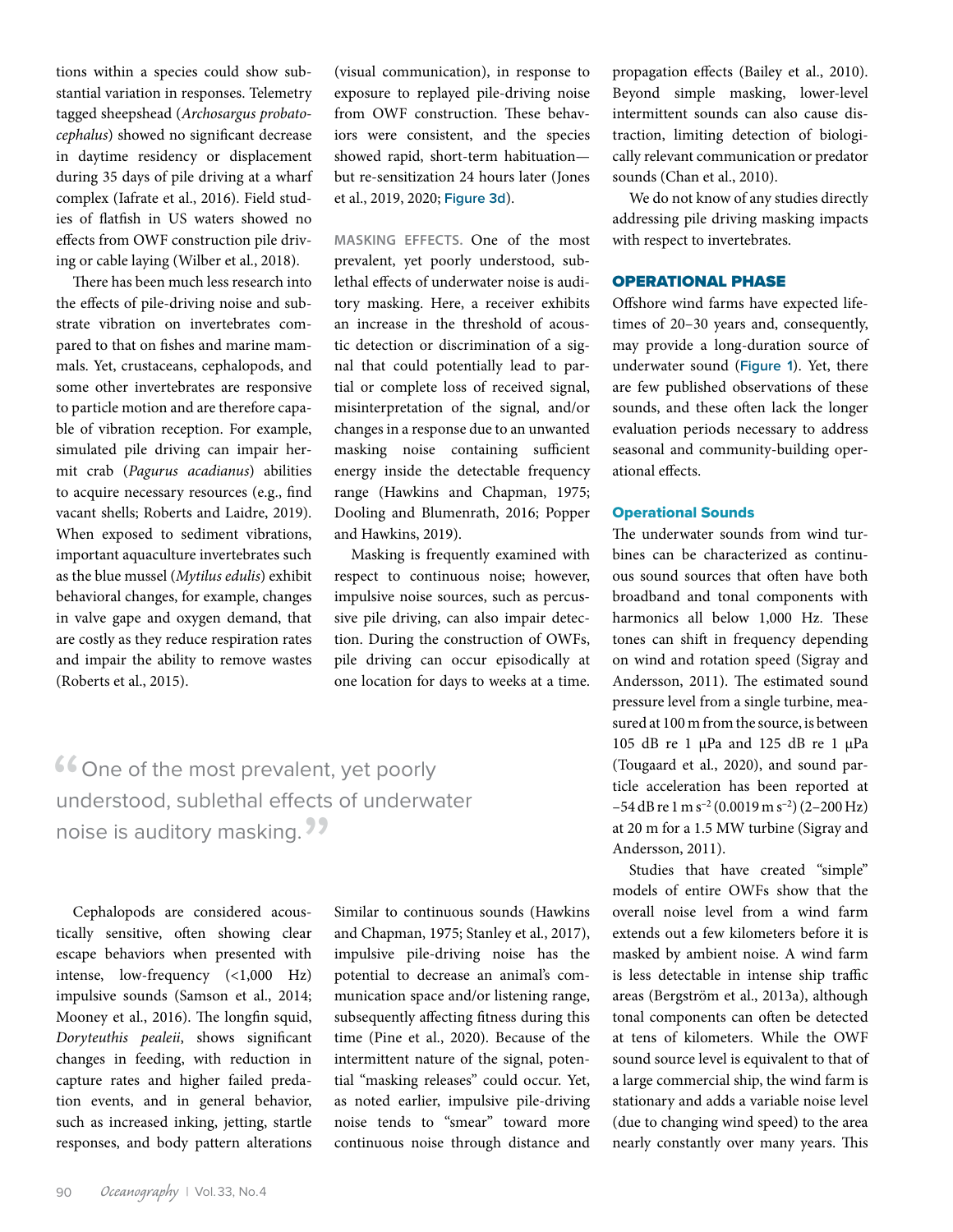tions within a species could show substantial variation in responses. Telemetry tagged sheepshead (*Archosargus probatocephalus*) showed no significant decrease in daytime residency or displacement during 35 days of pile driving at a wharf complex (Iafrate et al., 2016). Field studies of flatfish in US waters showed no effects from OWF construction pile driving or cable laying (Wilber et al., 2018).

There has been much less research into the effects of pile-driving noise and substrate vibration on invertebrates compared to that on fishes and marine mammals. Yet, crustaceans, cephalopods, and some other invertebrates are responsive to particle motion and are therefore capable of vibration reception. For example, simulated pile driving can impair hermit crab (*Pagurus acadianus*) abilities to acquire necessary resources (e.g., find vacant shells; Roberts and Laidre, 2019). When exposed to sediment vibrations, important aquaculture invertebrates such as the blue mussel (*Mytilus edulis*) exhibit behavioral changes, for example, changes in valve gape and oxygen demand, that are costly as they reduce respiration rates and impair the ability to remove wastes (Roberts et al., 2015).

Cephalopods are considered acoustically sensitive, often showing clear escape behaviors when presented with intense, low-frequency (<1,000 Hz) impulsive sounds (Samson et al., 2014; Mooney et al., 2016). The longfin squid, *Doryteuthis pealeii*, shows significant changes in feeding, with reduction in capture rates and higher failed predation events, and in general behavior, such as increased inking, jetting, startle responses, and body pattern alterations (visual communication), in response to exposure to replayed pile-driving noise from OWF construction. These behaviors were consistent, and the species showed rapid, short-term habituation—but re-sensitization 24 hours later (Jones et al., 2019, 2020; Figure 3d).

**MASKING EFFECTS.** One of the most prevalent, yet poorly understood, sublethal effects of underwater noise is auditory masking. Here, a receiver exhibits an increase in the threshold of acoustic detection or discrimination of a signal that could potentially lead to partial or complete loss of received signal, misinterpretation of the signal, and/or changes in a response due to an unwanted masking noise containing sufficient energy inside the detectable frequency range (Hawkins and Chapman, 1975; Dooling and Blumenrath, 2016; Popper and Hawkins, 2019).

Masking is frequently examined with respect to continuous noise; however, impulsive noise sources, such as percussive pile driving, can also impair detection. During the construction of OWFs, pile driving can occur episodically at one location for days to weeks at a time. Similar to continuous sounds (Hawkins and Chapman, 1975; Stanley et al., 2017), impulsive pile-driving noise has the potential to decrease an animal's communication space and/or listening range, subsequently affecting fitness during this time (Pine et al., 2020). Because of the intermittent nature of the signal, potential "masking releases" could occur. Yet, as noted earlier, impulsive pile-driving noise tends to "smear" toward more continuous noise through distance and propagation effects (Bailey et al., 2010). Beyond simple masking, lower-level intermittent sounds can also cause distraction, limiting detection of biologically relevant communication or predator sounds (Chan et al., 2010).

> "One of the most prevalent, yet poorly understood, sublethal effects of underwater noise is auditory masking."

We do not know of any studies directly addressing pile driving masking impacts with respect to invertebrates.

## OPERATIONAL PHASE

Offshore wind farms have expected lifetimes of 20–30 years and, consequently, may provide a long-duration source of underwater sound (Figure 1). Yet, there are few published observations of these sounds, and these often lack the longer evaluation periods necessary to address seasonal and community-building operational effects.

### Operational Sounds

The underwater sounds from wind turbines can be characterized as continuous sound sources that often have both broadband and tonal components with harmonics all below 1,000 Hz. These tones can shift in frequency depending on wind and rotation speed (Sigray and Andersson, 2011). The estimated sound pressure level from a single turbine, measured at 100 m from the source, is between 105 dB re 1 μPa and 125 dB re 1 μPa (Tougaard et al., 2020), and sound particle acceleration has been reported at −54 dB re 1 m s$^{-2}$ (0.0019 m s$^{-2}$) (2–200 Hz) at 20 m for a 1.5 MW turbine (Sigray and Andersson, 2011).

Studies that have created "simple" models of entire OWFs show that the overall noise level from a wind farm extends out a few kilometers before it is masked by ambient noise. A wind farm is less detectable in intense ship traffic areas (Bergström et al., 2013a), although tonal components can often be detected at tens of kilometers. While the OWF sound source level is equivalent to that of a large commercial ship, the wind farm is stationary and adds a variable noise level (due to changing wind speed) to the area nearly constantly over many years. This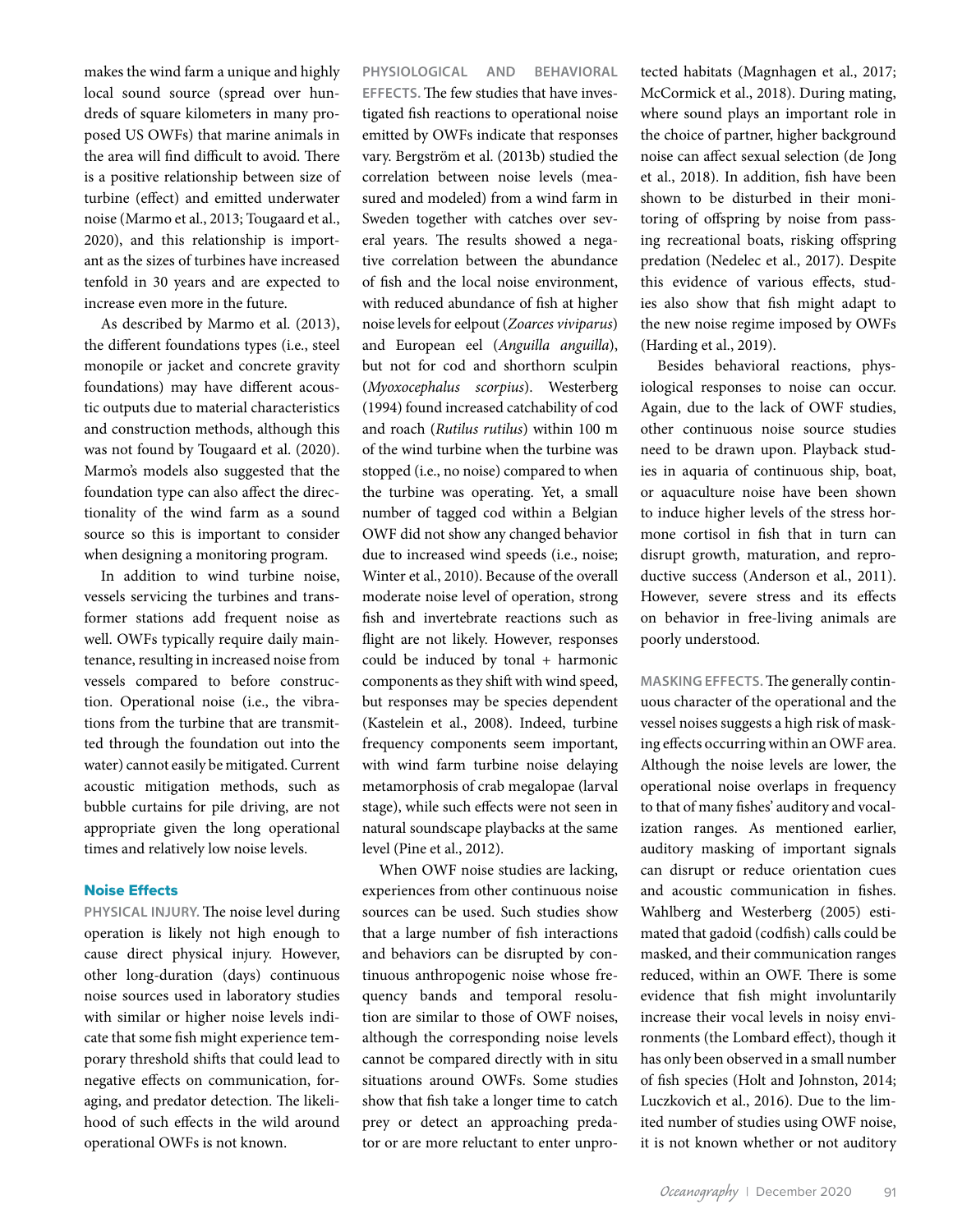makes the wind farm a unique and highly local sound source (spread over hundreds of square kilometers in many proposed US OWFs) that marine animals in the area will find difficult to avoid. There is a positive relationship between size of turbine (effect) and emitted underwater noise (Marmo et al., 2013; Tougaard et al., 2020), and this relationship is important as the sizes of turbines have increased tenfold in 30 years and are expected to increase even more in the future.

As described by Marmo et al. (2013), the different foundations types (i.e., steel monopile or jacket and concrete gravity foundations) may have different acoustic outputs due to material characteristics and construction methods, although this was not found by Tougaard et al. (2020). Marmo's models also suggested that the foundation type can also affect the directionality of the wind farm as a sound source so this is important to consider when designing a monitoring program.

In addition to wind turbine noise, vessels servicing the turbines and transformer stations add frequent noise as well. OWFs typically require daily maintenance, resulting in increased noise from vessels compared to before construction. Operational noise (i.e., the vibrations from the turbine that are transmitted through the foundation out into the water) cannot easily be mitigated. Current acoustic mitigation methods, such as bubble curtains for pile driving, are not appropriate given the long operational times and relatively low noise levels.

## Noise Effects

**PHYSICAL INJURY.** The noise level during operation is likely not high enough to cause direct physical injury. However, other long-duration (days) continuous noise sources used in laboratory studies with similar or higher noise levels indicate that some fish might experience temporary threshold shifts that could lead to negative effects on communication, foraging, and predator detection. The likelihood of such effects in the wild around operational OWFs is not known.

**PHYSIOLOGICAL AND BEHAVIORAL EFFECTS.** The few studies that have investigated fish reactions to operational noise emitted by OWFs indicate that responses vary. Bergström et al. (2013b) studied the correlation between noise levels (measured and modeled) from a wind farm in Sweden together with catches over several years. The results showed a negative correlation between the abundance of fish and the local noise environment, with reduced abundance of fish at higher noise levels for eelpout (*Zoarces viviparus*) and European eel (*Anguilla anguilla*), but not for cod and shorthorn sculpin (*Myoxocephalus scorpius*). Westerberg (1994) found increased catchability of cod and roach (*Rutilus rutilus*) within 100 m of the wind turbine when the turbine was stopped (i.e., no noise) compared to when the turbine was operating. Yet, a small number of tagged cod within a Belgian OWF did not show any changed behavior due to increased wind speeds (i.e., noise; Winter et al., 2010). Because of the overall moderate noise level of operation, strong fish and invertebrate reactions such as flight are not likely. However, responses could be induced by tonal + harmonic components as they shift with wind speed, but responses may be species dependent (Kastelein et al., 2008). Indeed, turbine frequency components seem important, with wind farm turbine noise delaying metamorphosis of crab megalopae (larval stage), while such effects were not seen in natural soundscape playbacks at the same level (Pine et al., 2012).

When OWF noise studies are lacking, experiences from other continuous noise sources can be used. Such studies show that a large number of fish interactions and behaviors can be disrupted by continuous anthropogenic noise whose frequency bands and temporal resolution are similar to those of OWF noises, although the corresponding noise levels cannot be compared directly with in situ situations around OWFs. Some studies show that fish take a longer time to catch prey or detect an approaching predator or are more reluctant to enter unprotected habitats (Magnhagen et al., 2017; McCormick et al., 2018). During mating, where sound plays an important role in the choice of partner, higher background noise can affect sexual selection (de Jong et al., 2018). In addition, fish have been shown to be disturbed in their monitoring of offspring by noise from passing recreational boats, risking offspring predation (Nedelec et al., 2017). Despite this evidence of various effects, studies also show that fish might adapt to the new noise regime imposed by OWFs (Harding et al., 2019).

Besides behavioral reactions, physiological responses to noise can occur. Again, due to the lack of OWF studies, other continuous noise source studies need to be drawn upon. Playback studies in aquaria of continuous ship, boat, or aquaculture noise have been shown to induce higher levels of the stress hormone cortisol in fish that in turn can disrupt growth, maturation, and reproductive success (Anderson et al., 2011). However, severe stress and its effects on behavior in free-living animals are poorly understood.

**MASKING EFFECTS.** The generally continuous character of the operational and the vessel noises suggests a high risk of masking effects occurring within an OWF area. Although the noise levels are lower, the operational noise overlaps in frequency to that of many fishes' auditory and vocalization ranges. As mentioned earlier, auditory masking of important signals can disrupt or reduce orientation cues and acoustic communication in fishes. Wahlberg and Westerberg (2005) estimated that gadoid (codfish) calls could be masked, and their communication ranges reduced, within an OWF. There is some evidence that fish might involuntarily increase their vocal levels in noisy environments (the Lombard effect), though it has only been observed in a small number of fish species (Holt and Johnston, 2014; Luczkovich et al., 2016). Due to the limited number of studies using OWF noise, it is not known whether or not auditory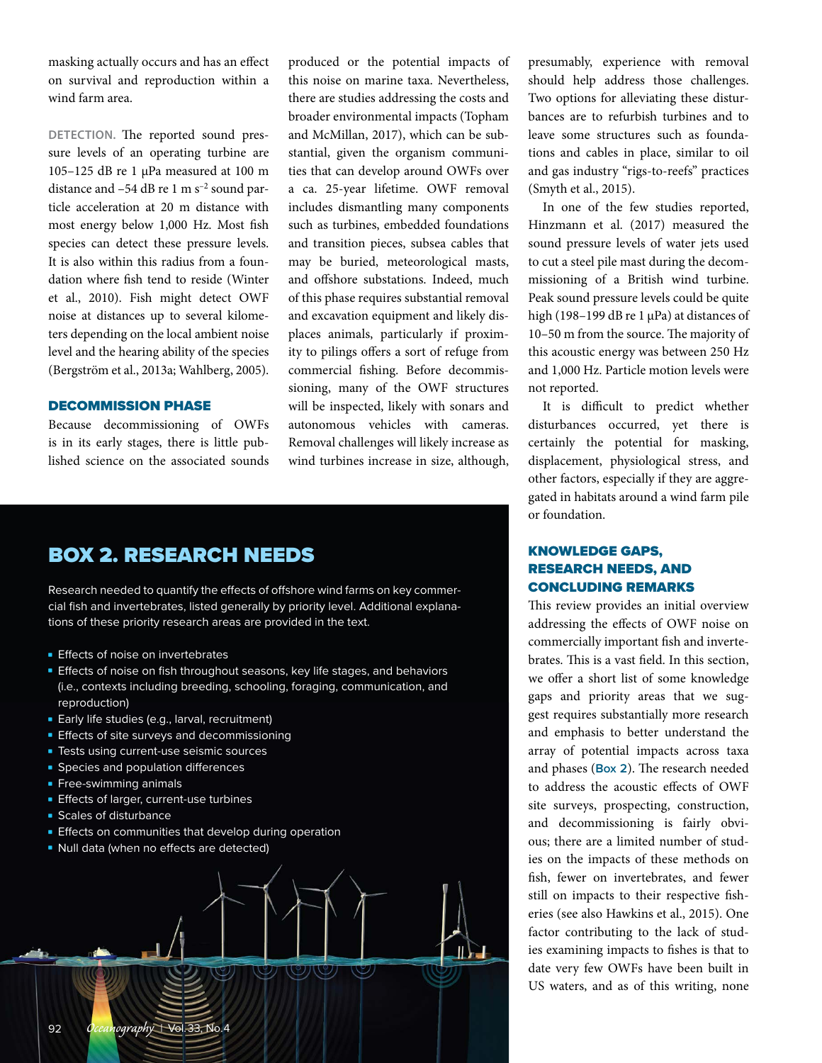masking actually occurs and has an effect on survival and reproduction within a wind farm area.

**DETECTION.** The reported sound pressure levels of an operating turbine are 105–125 dB re 1 μPa measured at 100 m distance and –54 dB re 1 m $s^{-2}$ sound particle acceleration at 20 m distance with most energy below 1,000 Hz. Most fish species can detect these pressure levels. It is also within this radius from a foundation where fish tend to reside (Winter et al., 2010). Fish might detect OWF noise at distances up to several kilometers depending on the local ambient noise level and the hearing ability of the species (Bergström et al., 2013a; Wahlberg, 2005).

### DECOMMISSION PHASE

Because decommissioning of OWFs is in its early stages, there is little published science on the associated sounds produced or the potential impacts of this noise on marine taxa. Nevertheless, there are studies addressing the costs and broader environmental impacts (Topham and McMillan, 2017), which can be substantial, given the organism communities that can develop around OWFs over a ca. 25-year lifetime. OWF removal includes dismantling many components such as turbines, embedded foundations and transition pieces, subsea cables that may be buried, meteorological masts, and offshore substations. Indeed, much of this phase requires substantial removal and excavation equipment and likely displaces animals, particularly if proximity to pilings offers a sort of refuge from commercial fishing. Before decommissioning, many of the OWF structures will be inspected, likely with sonars and autonomous vehicles with cameras. Removal challenges will likely increase as wind turbines increase in size, although, presumably, experience with removal should help address those challenges. Two options for alleviating these disturbances are to refurbish turbines and to leave some structures such as foundations and cables in place, similar to oil and gas industry "rigs-to-reefs" practices (Smyth et al., 2015).

In one of the few studies reported, Hinzmann et al. (2017) measured the sound pressure levels of water jets used to cut a steel pile mast during the decommissioning of a British wind turbine. Peak sound pressure levels could be quite high (198–199 dB re 1 μPa) at distances of 10–50 m from the source. The majority of this acoustic energy was between 250 Hz and 1,000 Hz. Particle motion levels were not reported.

It is difficult to predict whether disturbances occurred, yet there is certainly the potential for masking, displacement, physiological stress, and other factors, especially if they are aggregated in habitats around a wind farm pile or foundation.

## BOX 2. RESEARCH NEEDS

Research needed to quantify the effects of offshore wind farms on key commercial fish and invertebrates, listed generally by priority level. Additional explanations of these priority research areas are provided in the text.

- Effects of noise on invertebrates
- Effects of noise on fish throughout seasons, key life stages, and behaviors (i.e., contexts including breeding, schooling, foraging, communication, and reproduction)
- Early life studies (e.g., larval, recruitment)
- Effects of site surveys and decommissioning
- Tests using current-use seismic sources
- Species and population differences
- Free-swimming animals
- Effects of larger, current-use turbines
- Scales of disturbance
- Effects on communities that develop during operation
- Null data (when no effects are detected)

### KNOWLEDGE GAPS, RESEARCH NEEDS, AND CONCLUDING REMARKS

This review provides an initial overview addressing the effects of OWF noise on commercially important fish and invertebrates. This is a vast field. In this section, we offer a short list of some knowledge gaps and priority areas that we suggest requires substantially more research and emphasis to better understand the array of potential impacts across taxa and phases (**Box 2**). The research needed to address the acoustic effects of OWF site surveys, prospecting, construction, and decommissioning is fairly obvious; there are a limited number of studies on the impacts of these methods on fish, fewer on invertebrates, and fewer still on impacts to their respective fisheries (see also Hawkins et al., 2015). One factor contributing to the lack of studies examining impacts to fishes is that to date very few OWFs have been built in US waters, and as of this writing, none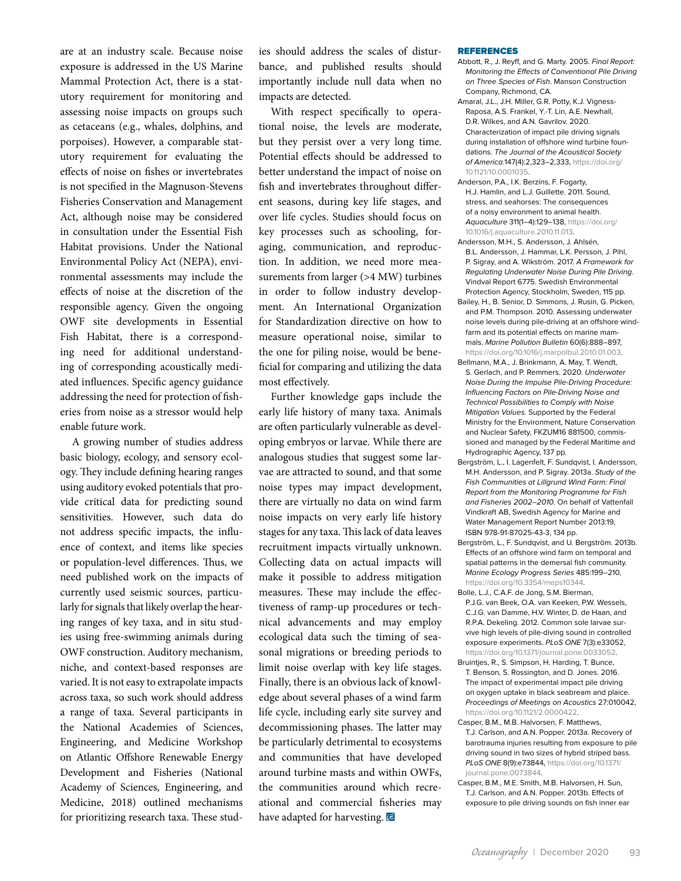are at an industry scale. Because noise exposure is addressed in the US Marine Mammal Protection Act, there is a statutory requirement for monitoring and assessing noise impacts on groups such as cetaceans (e.g., whales, dolphins, and porpoises). However, a comparable statutory requirement for evaluating the effects of noise on fishes or invertebrates is not specified in the Magnuson-Stevens Fisheries Conservation and Management Act, although noise may be considered in consultation under the Essential Fish Habitat provisions. Under the National Environmental Policy Act (NEPA), environmental assessments may include the effects of noise at the discretion of the responsible agency. Given the ongoing OWF site developments in Essential Fish Habitat, there is a corresponding need for additional understanding of corresponding acoustically mediated influences. Specific agency guidance addressing the need for protection of fisheries from noise as a stressor would help enable future work.

A growing number of studies address basic biology, ecology, and sensory ecology. They include defining hearing ranges using auditory evoked potentials that provide critical data for predicting sound sensitivities. However, such data do not address specific impacts, the influence of context, and items like species or population-level differences. Thus, we need published work on the impacts of currently used seismic sources, particularly for signals that likely overlap the hearing ranges of key taxa, and in situ studies using free-swimming animals during OWF construction. Auditory mechanism, niche, and context-based responses are varied. It is not easy to extrapolate impacts across taxa, so such work should address a range of taxa. Several participants in the National Academies of Sciences, Engineering, and Medicine Workshop on Atlantic Offshore Renewable Energy Development and Fisheries (National Academy of Sciences, Engineering, and Medicine, 2018) outlined mechanisms for prioritizing research taxa. These studies should address the scales of disturbance, and published results should importantly include null data when no impacts are detected.

With respect specifically to operational noise, the levels are moderate, but they persist over a very long time. Potential effects should be addressed to better understand the impact of noise on fish and invertebrates throughout different seasons, during key life stages, and over life cycles. Studies should focus on key processes such as schooling, foraging, communication, and reproduction. In addition, we need more measurements from larger (>4 MW) turbines in order to follow industry development. An International Organization for Standardization directive on how to measure operational noise, similar to the one for piling noise, would be beneficial for comparing and utilizing the data most effectively.

Further knowledge gaps include the early life history of many taxa. Animals are often particularly vulnerable as developing embryos or larvae. While there are analogous studies that suggest some larvae are attracted to sound, and that some noise types may impact development, there are virtually no data on wind farm noise impacts on very early life history stages for any taxa. This lack of data leaves recruitment impacts virtually unknown. Collecting data on actual impacts will make it possible to address mitigation measures. These may include the effectiveness of ramp-up procedures or technical advancements and may employ ecological data such the timing of seasonal migrations or breeding periods to limit noise overlap with key life stages. Finally, there is an obvious lack of knowledge about several phases of a wind farm life cycle, including early site survey and decommissioning phases. The latter may be particularly detrimental to ecosystems and communities that have developed around turbine masts and within OWFs, the communities around which recreational and commercial fisheries may have adapted for harvesting.

## REFERENCES

Abbott, R., J. Reyff, and G. Marty. 2005. *Final Report: Monitoring the Effects of Conventional Pile Driving on Three Species of Fish*. Manson Construction Company, Richmond, CA.

Amaral, J.L., J.H. Miller, G.R. Potty, K.J. Vigness-Raposa, A.S. Frankel, Y.-T. Lin, A.E. Newhall, D.R. Wilkes, and A.N. Gavrilov. 2020. Characterization of impact pile driving signals during installation of offshore wind turbine foundations. *The Journal of the Acoustical Society of America*.147(4):2,323–2,333, https://doi.org/10.1121/10.0001035.

Anderson, P.A., I.K. Berzins, F. Fogarty, H.J. Hamlin, and L.J. Guillette. 2011. Sound, stress, and seahorses: The consequences of a noisy environment to animal health. *Aquaculture* 311(1–4):129–138, https://doi.org/10.1016/j.aquaculture.2010.11.013.

Andersson, M.H., S. Andersson, J. Ahlsén, B.L. Andersson, J. Hammar, L.K. Persson, J. Pihl, P. Sigray, and A. Wikström. 2017. *A Framework for Regulating Underwater Noise During Pile Driving*. Vindval Report 6775. Swedish Environmental Protection Agency, Stockholm, Sweden, 115 pp.

Bailey, H., B. Senior, D. Simmons, J. Rusin, G. Picken, and P.M. Thompson. 2010. Assessing underwater noise levels during pile-driving at an offshore windfarm and its potential effects on marine mammals. *Marine Pollution Bulletin* 60(6):888–897, https://doi.org/10.1016/j.marpolbul.2010.01.003.

Bellmann, M.A., J. Brinkmann, A. May, T. Wendt, S. Gerlach, and P. Remmers. 2020. *Underwater Noise During the Impulse Pile-Driving Procedure: Influencing Factors on Pile-Driving Noise and Technical Possibilities to Comply with Noise Mitigation Values.* Supported by the Federal Ministry for the Environment, Nature Conservation and Nuclear Safety, FKZUM16 881500, commissioned and managed by the Federal Maritime and Hydrographic Agency, 137 pp.

Bergström, L., I. Lagenfelt, F. Sundqvist, I. Andersson, M.H. Andersson, and P. Sigray. 2013a. *Study of the Fish Communities at Lillgrund Wind Farm: Final Report from the Monitoring Programme for Fish and Fisheries 2002–2010*. On behalf of Vattenfall Vindkraft AB, Swedish Agency for Marine and Water Management Report Number 2013:19, ISBN 978-91-87025-43-3, 134 pp.

Bergström, L., F. Sundqvist, and U. Bergström. 2013b. Effects of an offshore wind farm on temporal and spatial patterns in the demersal fish community. *Marine Ecology Progress Series* 485:199–210, https://doi.org/10.3354/meps10344.

Bolle, L.J., C.A.F. de Jong, S.M. Bierman, P.J.G. van Beek, O.A. van Keeken, P.W. Wessels, C.J.G. van Damme, H.V. Winter, D. de Haan, and R.P.A. Dekeling. 2012. Common sole larvae survive high levels of pile-driving sound in controlled exposure experiments. *PLoS ONE* 7(3):e33052, https://doi.org/10.1371/journal.pone.0033052.

Bruintjes, R., S. Simpson, H. Harding, T. Bunce, T. Benson, S. Rossington, and D. Jones. 2016. The impact of experimental impact pile driving on oxygen uptake in black seabream and plaice. *Proceedings of Meetings on Acoustics* 27:010042, https://doi.org/10.1121/2.0000422.

Casper, B.M., M.B. Halvorsen, F. Matthews, T.J. Carlson, and A.N. Popper. 2013a. Recovery of barotrauma injuries resulting from exposure to pile driving sound in two sizes of hybrid striped bass. *PLoS ONE* 8(9):e73844, https://doi.org/10.1371/journal.pone.0073844.

Casper, B.M., M.E. Smith, M.B. Halvorsen, H. Sun, T.J. Carlson, and A.N. Popper. 2013b. Effects of exposure to pile driving sounds on fish inner ear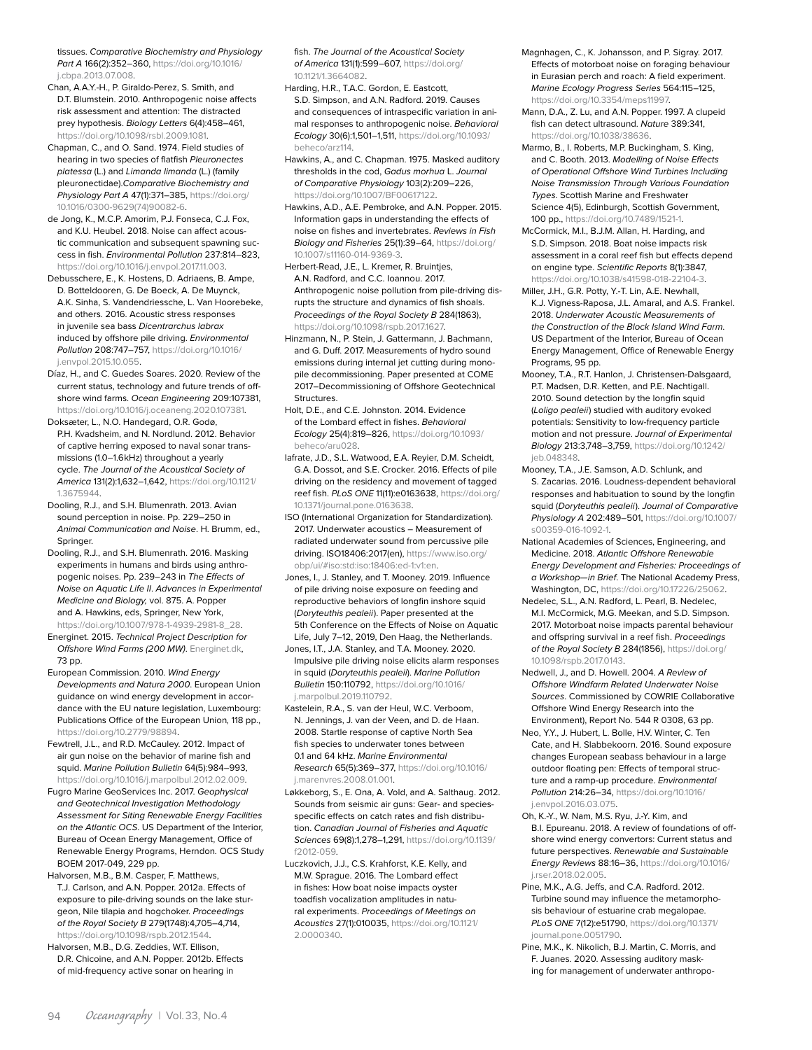tissues. *Comparative Biochemistry and Physiology Part A* 166(2):352–360, https://doi.org/10.1016/j.cbpa.2013.07.008.

Chan, A.A.Y.-H., P. Giraldo-Perez, S. Smith, and D.T. Blumstein. 2010. Anthropogenic noise affects risk assessment and attention: The distracted prey hypothesis. *Biology Letters* 6(4):458–461, https://doi.org/10.1098/rsbl.2009.1081.

Chapman, C., and O. Sand. 1974. Field studies of hearing in two species of flatfish *Pleuronectes platessa* (L.) and *Limanda limanda* (L.) (family pleuronectidae).*Comparative Biochemistry and Physiology Part A* 47(1):371–385, https://doi.org/10.1016/0300-9629(74)90082-6.

de Jong, K., M.C.P. Amorim, P.J. Fonseca, C.J. Fox, and K.U. Heubel. 2018. Noise can affect acoustic communication and subsequent spawning success in fish. *Environmental Pollution* 237:814–823, https://doi.org/10.1016/j.envpol.2017.11.003.

Debusschere, E., K. Hostens, D. Adriaens, B. Ampe, D. Botteldooren, G. De Boeck, A. De Muynck, A.K. Sinha, S. Vandendriessche, L. Van Hoorebeke, and others. 2016. Acoustic stress responses in juvenile sea bass *Dicentrarchus labrax* induced by offshore pile driving. *Environmental Pollution* 208:747–757, https://doi.org/10.1016/j.envpol.2015.10.055.

Díaz, H., and C. Guedes Soares. 2020. Review of the current status, technology and future trends of offshore wind farms. *Ocean Engineering* 209:107381, https://doi.org/10.1016/j.oceaneng.2020.107381.

Doksæter, L., N.O. Handegard, O.R. Godø, P.H. Kvadsheim, and N. Nordlund. 2012. Behavior of captive herring exposed to naval sonar transmissions (1.0–1.6kHz) throughout a yearly cycle. *The Journal of the Acoustical Society of America* 131(2):1,632–1,642, https://doi.org/10.1121/1.3675944.

Dooling, R.J., and S.H. Blumenrath. 2013. Avian sound perception in noise. Pp. 229–250 in *Animal Communication and Noise*. H. Brumm, ed., Springer.

Dooling, R.J., and S.H. Blumenrath. 2016. Masking experiments in humans and birds using anthropogenic noises. Pp. 239–243 in *The Effects of Noise on Aquatic Life II*. *Advances in Experimental Medicine and Biology*, vol. 875. A. Popper and A. Hawkins, eds, Springer, New York, https://doi.org/10.1007/978-1-4939-2981-8_28.

Energinet. 2015. *Technical Project Description for Offshore Wind Farms (200 MW)*. Energinet.dk, 73 pp.

European Commission. 2010. *Wind Energy Developments and Natura 2000*. European Union guidance on wind energy development in accordance with the EU nature legislation, Luxembourg: Publications Office of the European Union, 118 pp., https://doi.org/10.2779/98894.

Fewtrell, J.L., and R.D. McCauley. 2012. Impact of air gun noise on the behavior of marine fish and squid. *Marine Pollution Bulletin* 64(5):984–993, https://doi.org/10.1016/j.marpolbul.2012.02.009.

Fugro Marine GeoServices Inc. 2017. *Geophysical and Geotechnical Investigation Methodology Assessment for Siting Renewable Energy Facilities on the Atlantic OCS*. US Department of the Interior, Bureau of Ocean Energy Management, Office of Renewable Energy Programs, Herndon. OCS Study BOEM 2017-049, 229 pp.

Halvorsen, M.B., B.M. Casper, F. Matthews, T.J. Carlson, and A.N. Popper. 2012a. Effects of exposure to pile-driving sounds on the lake sturgeon, Nile tilapia and hogchoker. *Proceedings of the Royal Society B* 279(1748):4,705–4,714, https://doi.org/10.1098/rspb.2012.1544.

Halvorsen, M.B., D.G. Zeddies, W.T. Ellison, D.R. Chicoine, and A.N. Popper. 2012b. Effects of mid-frequency active sonar on hearing in fish. *The Journal of the Acoustical Society of America* 131(1):599–607, https://doi.org/10.1121/1.3664082.

Harding, H.R., T.A.C. Gordon, E. Eastcott, S.D. Simpson, and A.N. Radford. 2019. Causes and consequences of intraspecific variation in animal responses to anthropogenic noise. *Behavioral Ecology* 30(6):1,501–1,511, https://doi.org/10.1093/beheco/arz114.

Hawkins, A., and C. Chapman. 1975. Masked auditory thresholds in the cod, *Gadus morhua* L. *Journal of Comparative Physiology* 103(2):209–226, https://doi.org/10.1007/BF00617122.

Hawkins, A.D., A.E. Pembroke, and A.N. Popper. 2015. Information gaps in understanding the effects of noise on fishes and invertebrates. *Reviews in Fish Biology and Fisheries* 25(1):39–64, https://doi.org/10.1007/s11160-014-9369-3.

Herbert-Read, J.E., L. Kremer, R. Bruintjes, A.N. Radford, and C.C. Ioannou. 2017. Anthropogenic noise pollution from pile-driving disrupts the structure and dynamics of fish shoals. *Proceedings of the Royal Society B* 284(1863), https://doi.org/10.1098/rspb.2017.1627.

Hinzmann, N., P. Stein, J. Gattermann, J. Bachmann, and G. Duff. 2017. Measurements of hydro sound emissions during internal jet cutting during monopile decommissioning. Paper presented at COME 2017–Decommissioning of Offshore Geotechnical Structures.

Holt, D.E., and C.E. Johnston. 2014. Evidence of the Lombard effect in fishes. *Behavioral Ecology* 25(4):819–826, https://doi.org/10.1093/beheco/aru028.

Iafrate, J.D., S.L. Watwood, E.A. Reyier, D.M. Scheidt, G.A. Dossot, and S.E. Crocker. 2016. Effects of pile driving on the residency and movement of tagged reef fish. *PLoS ONE* 11(11):e0163638, https://doi.org/10.1371/journal.pone.0163638.

ISO (International Organization for Standardization). 2017. Underwater acoustics – Measurement of radiated underwater sound from percussive pile driving. ISO18406:2017(en), https://www.iso.org/obp/ui/#iso:std:iso:18406:ed-1:v1:en.

Jones, I., J. Stanley, and T. Mooney. 2019. Influence of pile driving noise exposure on feeding and reproductive behaviors of longfin inshore squid (*Doryteuthis pealeii*). Paper presented at the 5th Conference on the Effects of Noise on Aquatic Life, July 7–12, 2019, Den Haag, the Netherlands.

Jones, I.T., J.A. Stanley, and T.A. Mooney. 2020. Impulsive pile driving noise elicits alarm responses in squid (*Doryteuthis pealeii*). *Marine Pollution Bulletin* 150:110792, https://doi.org/10.1016/j.marpolbul.2019.110792.

Kastelein, R.A., S. van der Heul, W.C. Verboom, N. Jennings, J. van der Veen, and D. de Haan. 2008. Startle response of captive North Sea fish species to underwater tones between 0.1 and 64 kHz. *Marine Environmental Research* 65(5):369–377, https://doi.org/10.1016/j.marenvres.2008.01.001.

Løkkeborg, S., E. Ona, A. Vold, and A. Salthaug. 2012. Sounds from seismic air guns: Gear- and species-specific effects on catch rates and fish distribution. *Canadian Journal of Fisheries and Aquatic Sciences* 69(8):1,278–1,291, https://doi.org/10.1139/f2012-059.

Luczkovich, J.J., C.S. Krahforst, K.E. Kelly, and M.W. Sprague. 2016. The Lombard effect in fishes: How boat noise impacts oyster toadfish vocalization amplitudes in natural experiments. *Proceedings of Meetings on Acoustics* 27(1):010035, https://doi.org/10.1121/2.0000340.

Magnhagen, C., K. Johansson, and P. Sigray. 2017. Effects of motorboat noise on foraging behaviour in Eurasian perch and roach: A field experiment. *Marine Ecology Progress Series* 564:115–125, https://doi.org/10.3354/meps11997.

Mann, D.A., Z. Lu, and A.N. Popper. 1997. A clupeid fish can detect ultrasound. *Nature* 389:341, https://doi.org/10.1038/38636.

Marmo, B., I. Roberts, M.P. Buckingham, S. King, and C. Booth. 2013. *Modelling of Noise Effects of Operational Offshore Wind Turbines Including Noise Transmission Through Various Foundation Types*. Scottish Marine and Freshwater Science 4(5), Edinburgh, Scottish Government, 100 pp., https://doi.org/10.7489/1521-1.

McCormick, M.I., B.J.M. Allan, H. Harding, and S.D. Simpson. 2018. Boat noise impacts risk assessment in a coral reef fish but effects depend on engine type. *Scientific Reports* 8(1):3847, https://doi.org/10.1038/s41598-018-22104-3.

Miller, J.H., G.R. Potty, Y.-T. Lin, A.E. Newhall, K.J. Vigness-Raposa, J.L. Amaral, and A.S. Frankel. 2018. *Underwater Acoustic Measurements of the Construction of the Block Island Wind Farm*. US Department of the Interior, Bureau of Ocean Energy Management, Office of Renewable Energy Programs, 95 pp.

Mooney, T.A., R.T. Hanlon, J. Christensen-Dalsgaard, P.T. Madsen, D.R. Ketten, and P.E. Nachtigall. 2010. Sound detection by the longfin squid (*Loligo pealeii*) studied with auditory evoked potentials: Sensitivity to low-frequency particle motion and not pressure. *Journal of Experimental Biology* 213:3,748–3,759, https://doi.org/10.1242/jeb.048348.

Mooney, T.A., J.E. Samson, A.D. Schlunk, and S. Zacarias. 2016. Loudness-dependent behavioral responses and habituation to sound by the longfin squid (*Doryteuthis pealeii*). *Journal of Comparative Physiology A* 202:489–501, https://doi.org/10.1007/s00359-016-1092-1.

National Academies of Sciences, Engineering, and Medicine. 2018. *Atlantic Offshore Renewable Energy Development and Fisheries: Proceedings of a Workshop—in Brief*. The National Academy Press, Washington, DC, https://doi.org/10.17226/25062.

Nedelec, S.L., A.N. Radford, L. Pearl, B. Nedelec, M.I. McCormick, M.G. Meekan, and S.D. Simpson. 2017. Motorboat noise impacts parental behaviour and offspring survival in a reef fish. *Proceedings of the Royal Society B* 284(1856), https://doi.org/10.1098/rspb.2017.0143.

Nedwell, J., and D. Howell. 2004. *A Review of Offshore Windfarm Related Underwater Noise Sources*. Commissioned by COWRIE Collaborative Offshore Wind Research into the Environment), Report No. 544 R 0308, 63 pp.

Neo, Y.Y., J. Hubert, L. Bolle, H.V. Winter, C. Ten Cate, and H. Slabbekoorn. 2016. Sound exposure changes European seabass behaviour in a large outdoor floating pen: Effects of temporal structure and a ramp-up procedure. *Environmental Pollution* 214:26–34, https://doi.org/10.1016/j.envpol.2016.03.075.

Oh, K.-Y., W. Nam, M.S. Ryu, J.-Y. Kim, and B.I. Epureanu. 2018. A review of foundations of offshore wind energy convertors: Current status and future perspectives. *Renewable and Sustainable Energy Reviews* 88:16–36, https://doi.org/10.1016/j.rser.2018.02.005.

Pine, M.K., A.G. Jeffs, and C.A. Radford. 2012. Turbine sound may influence the metamorphosis behaviour of estuarine crab megalopae. *PLoS ONE* 7(12):e51790, https://doi.org/10.1371/journal.pone.0051790.

Pine, M.K., K. Nikolich, B.J. Martin, C. Morris, and F. Juanes. 2020. Assessing auditory masking for management of underwater anthropo-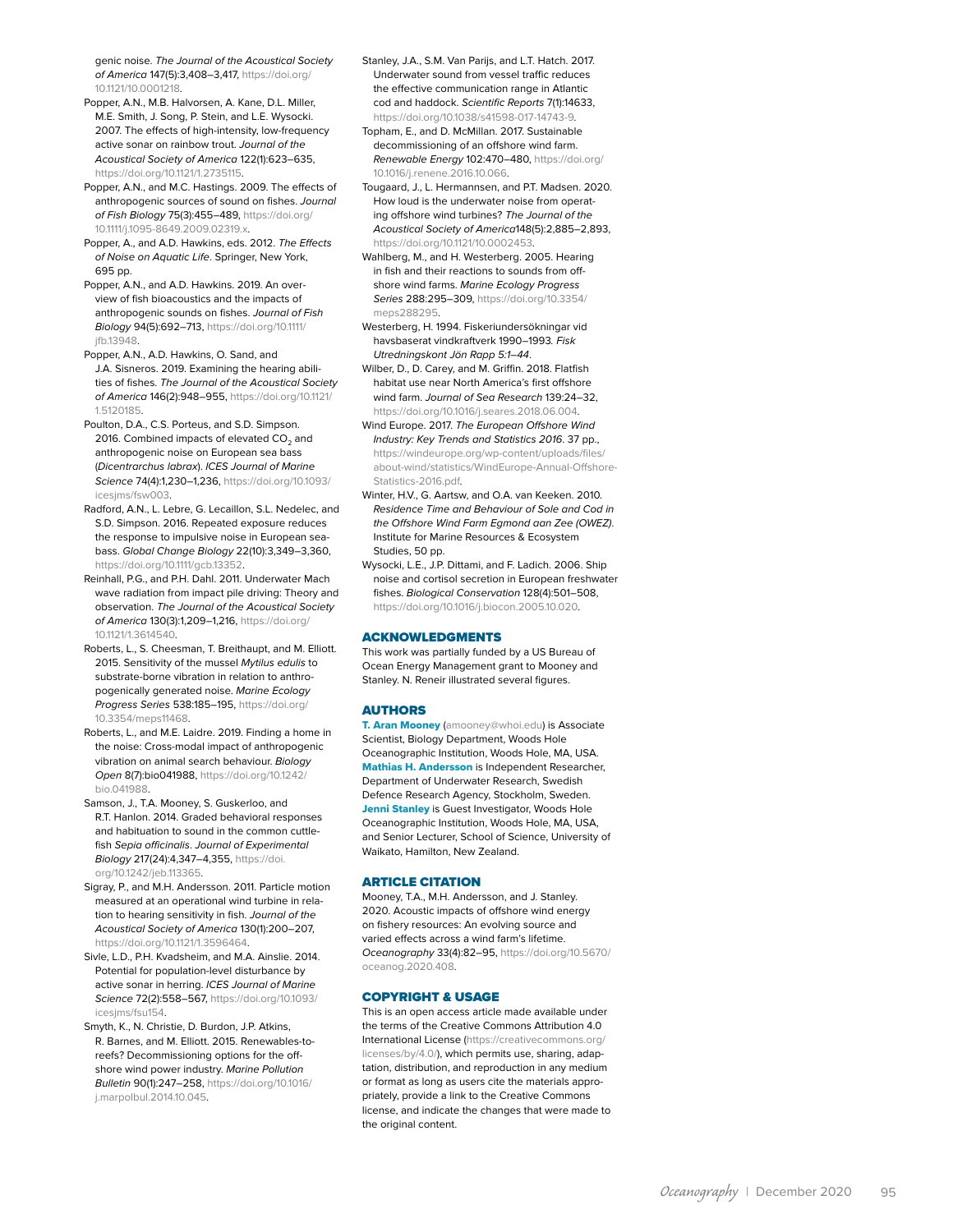genic noise. *The Journal of the Acoustical Society of America* 147(5):3,408–3,417, https://doi.org/10.1121/10.0001218.

Popper, A.N., M.B. Halvorsen, A. Kane, D.L. Miller, M.E. Smith, J. Song, P. Stein, and L.E. Wysocki. 2007. The effects of high-intensity, low-frequency active sonar on rainbow trout. *Journal of the Acoustical Society of America* 122(1):623–635, https://doi.org/10.1121/1.2735115.

Popper, A.N., and M.C. Hastings. 2009. The effects of anthropogenic sources of sound on fishes. *Journal of Fish Biology* 75(3):455–489, https://doi.org/10.1111/j.1095-8649.2009.02319.x.

Popper, A., and A.D. Hawkins, eds. 2012. *The Effects of Noise on Aquatic Life*. Springer, New York, 695 pp.

Popper, A.N., and A.D. Hawkins. 2019. An overview of fish bioacoustics and the impacts of anthropogenic sounds on fishes. *Journal of Fish Biology* 94(5):692–713, https://doi.org/10.1111/jfb.13948.

Popper, A.N., A.D. Hawkins, O. Sand, and J.A. Sisneros. 2019. Examining the hearing abilities of fishes. *The Journal of the Acoustical Society of America* 146(2):948–955, https://doi.org/10.1121/1.5120185.

Poulton, D.A., C.S. Porteus, and S.D. Simpson. 2016. Combined impacts of elevated $CO_2$ and anthropogenic noise on European sea bass (*Dicentrarchus labrax*). *ICES Journal of Marine Science* 74(4):1,230–1,236, https://doi.org/10.1093/icesjms/fsw003.

Radford, A.N., L. Lebre, G. Lecaillon, S.L. Nedelec, and S.D. Simpson. 2016. Repeated exposure reduces the response to impulsive noise in European seabass. *Global Change Biology* 22(10):3,349–3,360, https://doi.org/10.1111/gcb.13352.

Reinhall, P.G., and P.H. Dahl. 2011. Underwater Mach wave radiation from impact pile driving: Theory and observation. *The Journal of the Acoustical Society of America* 130(3):1,209–1,216, https://doi.org/10.1121/1.3614540.

Roberts, L., S. Cheesman, T. Breithaupt, and M. Elliott. 2015. Sensitivity of the mussel *Mytilus edulis* to substrate-borne vibration in relation to anthropogenically generated noise. *Marine Ecology Progress Series* 538:185–195, https://doi.org/10.3354/meps11468.

Roberts, L., and M.E. Laidre. 2019. Finding a home in the noise: Cross-modal impact of anthropogenic vibration on animal search behaviour. *Biology Open* 8(7):bio041988, https://doi.org/10.1242/bio.041988.

Samson, J., T.A. Mooney, S. Guskerloo, and R.T. Hanlon. 2014. Graded behavioral responses and habituation to sound in the common cuttlefish *Sepia officinalis*. *Journal of Experimental Biology* 217(24):4,347–4,355, https://doi.org/10.1242/jeb.113365.

Sigray, P., and M.H. Andersson. 2011. Particle motion measured at an operational wind turbine in relation to hearing sensitivity in fish. *Journal of the Acoustical Society of America* 130(1):200–207, https://doi.org/10.1121/1.3596464.

Sivle, L.D., P.H. Kvadsheim, and M.A. Ainslie. 2014. Potential for population-level disturbance by active sonar in herring. *ICES Journal of Marine Science* 72(2):558–567, https://doi.org/10.1093/icesjms/fsu154.

Smyth, K., N. Christie, D. Burdon, J.P. Atkins, R. Barnes, and M. Elliott. 2015. Renewables-to-reefs? Decommissioning options for the offshore wind power industry. *Marine Pollution Bulletin* 90(1):247–258, https://doi.org/10.1016/j.marpolbul.2014.10.045.

Stanley, J.A., S.M. Van Parijs, and L.T. Hatch. 2017. Underwater sound from vessel traffic reduces the effective communication range in Atlantic cod and haddock. *Scientific Reports* 7(1):14633, https://doi.org/10.1038/s41598-017-14743-9.

Topham, E., and D. McMillan. 2017. Sustainable decommissioning of an offshore wind farm. *Renewable Energy* 102:470–480, https://doi.org/10.1016/j.renene.2016.10.066.

Tougaard, J., L. Hermannsen, and P.T. Madsen. 2020. How loud is the underwater noise from operating offshore wind turbines? *The Journal of the Acoustical Society of America*148(5):2,885–2,893, https://doi.org/10.1121/10.0002453.

Wahlberg, M., and H. Westerberg. 2005. Hearing in fish and their reactions to sounds from offshore wind farms. *Marine Ecology Progress Series* 288:295–309, https://doi.org/10.3354/meps288295.

Westerberg, H. 1994. Fiskeriundersökningar vid havsbaserat vindkraftverk 1990–1993*. Fisk Utredningskont Jön Rapp 5:1–44*.

Wilber, D., D. Carey, and M. Griffin. 2018. Flatfish habitat use near North America's first offshore wind farm. *Journal of Sea Research* 139:24–32, https://doi.org/10.1016/j.seares.2018.06.004.

Wind Europe. 2017. *The European Offshore Wind Industry: Key Trends and Statistics 2016*. 37 pp., https://windeurope.org/wp-content/uploads/files/about-wind/statistics/WindEurope-Annual-Offshore-Statistics-2016.pdf.

Winter, H.V., G. Aartsw, and O.A. van Keeken. 2010. *Residence Time and Behaviour of Sole and Cod in the Offshore Wind Farm Egmond aan Zee (OWEZ)*. Institute for Marine Resources & Ecosystem Studies, 50 pp.

Wysocki, L.E., J.P. Dittami, and F. Ladich. 2006. Ship noise and cortisol secretion in European freshwater fishes. *Biological Conservation* 128(4):501–508, https://doi.org/10.1016/j.biocon.2005.10.020.

## ACKNOWLEDGMENTS

This work was partially funded by a US Bureau of Ocean Energy Management grant to Mooney and Stanley. N. Reneir illustrated several figures.

## AUTHORS

**T. Aran Mooney** (amooney@whoi.edu) is Associate Scientist, Biology Department, Woods Hole Oceanographic Institution, Woods Hole, MA, USA. **Mathias H. Andersson** is Independent Researcher, Department of Underwater Research, Swedish Defence Research Agency, Stockholm, Sweden. **Jenni Stanley** is Guest Investigator, Woods Hole Oceanographic Institution, Woods Hole, MA, USA, and Senior Lecturer, School of Science, University of Waikato, Hamilton, New Zealand.

## ARTICLE CITATION

Mooney, T.A., M.H. Andersson, and J. Stanley. 2020. Acoustic impacts of offshore wind energy on fishery resources: An evolving source and varied effects across a wind farm's lifetime. *Oceanography* 33(4):82–95, https://doi.org/10.5670/oceanog.2020.408.

## COPYRIGHT & USAGE

This is an open access article made available under the terms of the Creative Commons Attribution 4.0 International License (https://creativecommons.org/licenses/by/4.0/), which permits use, sharing, adaptation, distribution, and reproduction in any medium or format as long as users cite the materials appropriately, provide a link to the Creative Commons license, and indicate the changes that were made to the original content.